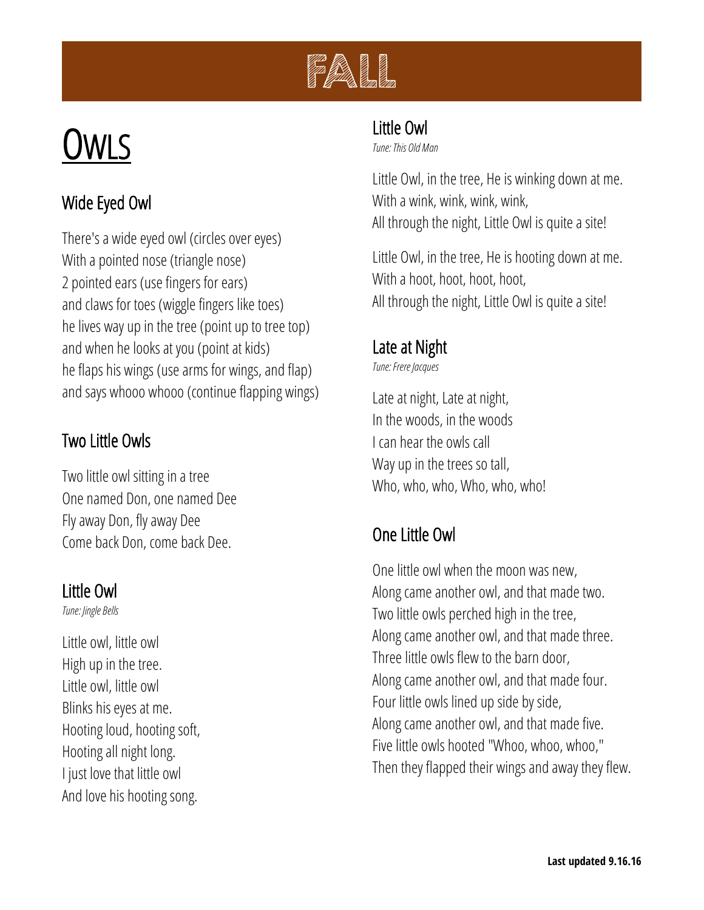# FALL

## Owls

### Wide Eyed Owl

There's a wide eyed owl (circles over eyes)
With a pointed nose (triangle nose)
2 pointed ears (use fingers for ears)
and claws for toes (wiggle fingers like toes)
he lives way up in the tree (point up to tree top)
and when he looks at you (point at kids)
he flaps his wings (use arms for wings, and flap)
and says whooo whooo (continue flapping wings)

### Two Little Owls

Two little owl sitting in a tree
One named Don, one named Dee
Fly away Don, fly away Dee
Come back Don, come back Dee.

### Little Owl

*Tune: Jingle Bells*

Little owl, little owl
High up in the tree.
Little owl, little owl
Blinks his eyes at me.
Hooting loud, hooting soft,
Hooting all night long.
I just love that little owl
And love his hooting song.

### Little Owl

*Tune: This Old Man*

Little Owl, in the tree, He is winking down at me.
With a wink, wink, wink, wink,
All through the night, Little Owl is quite a site!

Little Owl, in the tree, He is hooting down at me.
With a hoot, hoot, hoot, hoot,
All through the night, Little Owl is quite a site!

### Late at Night

*Tune: Frere Jacques*

Late at night, Late at night,
In the woods, in the woods
I can hear the owls call
Way up in the trees so tall,
Who, who, who, Who, who, who!

### One Little Owl

One little owl when the moon was new,
Along came another owl, and that made two.
Two little owls perched high in the tree,
Along came another owl, and that made three.
Three little owls flew to the barn door,
Along came another owl, and that made four.
Four little owls lined up side by side,
Along came another owl, and that made five.
Five little owls hooted "Whoo, whoo, whoo,"
Then they flapped their wings and away they flew.

**Last updated 9.16.16**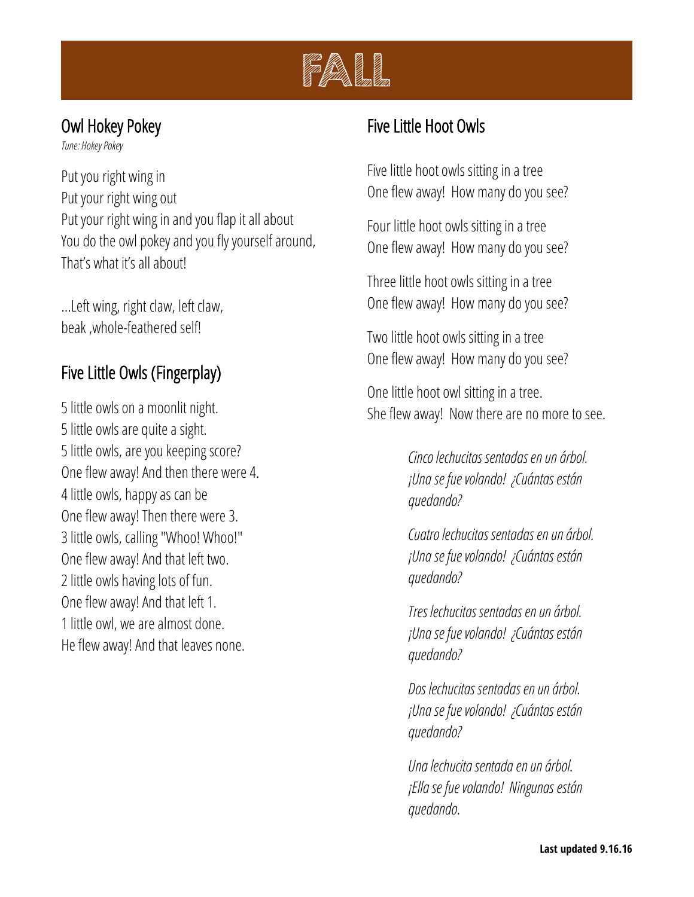# FALL

## Owl Hokey Pokey

*Tune: Hokey Pokey*

Put you right wing in
Put your right wing out
Put your right wing in and you flap it all about
You do the owl pokey and you fly yourself around,
That's what it's all about!

…Left wing, right claw, left claw,
beak ,whole-feathered self!

## Five Little Owls (Fingerplay)

5 little owls on a moonlit night.
5 little owls are quite a sight.
5 little owls, are you keeping score?
One flew away! And then there were 4.
4 little owls, happy as can be
One flew away! Then there were 3.
3 little owls, calling "Whoo! Whoo!"
One flew away! And that left two.
2 little owls having lots of fun.
One flew away! And that left 1.
1 little owl, we are almost done.
He flew away! And that leaves none.

## Five Little Hoot Owls

Five little hoot owls sitting in a tree
One flew away! How many do you see?

Four little hoot owls sitting in a tree
One flew away! How many do you see?

Three little hoot owls sitting in a tree
One flew away! How many do you see?

Two little hoot owls sitting in a tree
One flew away! How many do you see?

One little hoot owl sitting in a tree.
She flew away! Now there are no more to see.

*Cinco lechucitas sentadas en un árbol.*
*¡Una se fue volando! ¿Cuántas están quedando?*

*Cuatro lechucitas sentadas en un árbol.*
*¡Una se fue volando! ¿Cuántas están quedando?*

*Tres lechucitas sentadas en un árbol.*
*¡Una se fue volando! ¿Cuántas están quedando?*

*Dos lechucitas sentadas en un árbol.*
*¡Una se fue volando! ¿Cuántas están quedando?*

*Una lechucita sentada en un árbol.*
*¡Ella se fue volando! Ningunas están quedando.*

**Last updated 9.16.16**